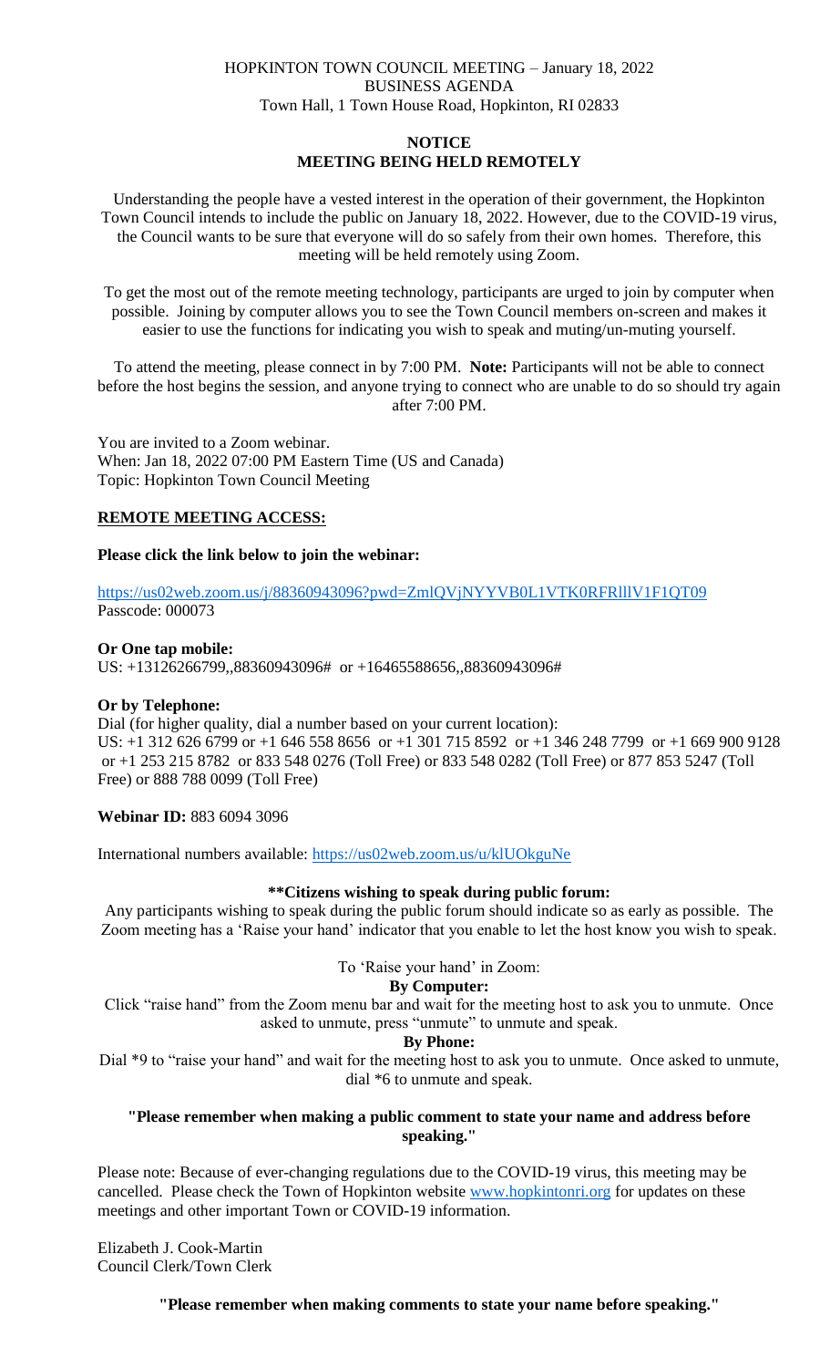HOPKINTON TOWN COUNCIL MEETING – January 18, 2022
BUSINESS AGENDA
Town Hall, 1 Town House Road, Hopkinton, RI 02833

## NOTICE
## MEETING BEING HELD REMOTELY

Understanding the people have a vested interest in the operation of their government, the Hopkinton Town Council intends to include the public on January 18, 2022. However, due to the COVID-19 virus, the Council wants to be sure that everyone will do so safely from their own homes. Therefore, this meeting will be held remotely using Zoom.

To get the most out of the remote meeting technology, participants are urged to join by computer when possible. Joining by computer allows you to see the Town Council members on-screen and makes it easier to use the functions for indicating you wish to speak and muting/un-muting yourself.

To attend the meeting, please connect in by 7:00 PM. **Note:** Participants will not be able to connect before the host begins the session, and anyone trying to connect who are unable to do so should try again after 7:00 PM.

You are invited to a Zoom webinar.
When: Jan 18, 2022 07:00 PM Eastern Time (US and Canada)
Topic: Hopkinton Town Council Meeting

**REMOTE MEETING ACCESS:**

**Please click the link below to join the webinar:**

https://us02web.zoom.us/j/88360943096?pwd=ZmlQVjNYYVB0L1VTK0RFRlllV1F1QT09
Passcode: 000073

**Or One tap mobile:**
US: +13126266799,,88360943096# or +16465588656,,88360943096#

**Or by Telephone:**
Dial (for higher quality, dial a number based on your current location):
US: +1 312 626 6799 or +1 646 558 8656 or +1 301 715 8592 or +1 346 248 7799 or +1 669 900 9128 or +1 253 215 8782 or 833 548 0276 (Toll Free) or 833 548 0282 (Toll Free) or 877 853 5247 (Toll Free) or 888 788 0099 (Toll Free)

**Webinar ID:** 883 6094 3096

International numbers available: https://us02web.zoom.us/u/klUOkguNe

**\*\*Citizens wishing to speak during public forum:**

Any participants wishing to speak during the public forum should indicate so as early as possible. The Zoom meeting has a 'Raise your hand' indicator that you enable to let the host know you wish to speak.

To 'Raise your hand' in Zoom:

**By Computer:**

Click "raise hand" from the Zoom menu bar and wait for the meeting host to ask you to unmute. Once asked to unmute, press "unmute" to unmute and speak.

**By Phone:**

Dial *9 to "raise your hand" and wait for the meeting host to ask you to unmute. Once asked to unmute, dial *6 to unmute and speak.

**"Please remember when making a public comment to state your name and address before speaking."**

Please note: Because of ever-changing regulations due to the COVID-19 virus, this meeting may be cancelled. Please check the Town of Hopkinton website www.hopkintonri.org for updates on these meetings and other important Town or COVID-19 information.

Elizabeth J. Cook-Martin
Council Clerk/Town Clerk

**"Please remember when making comments to state your name before speaking."**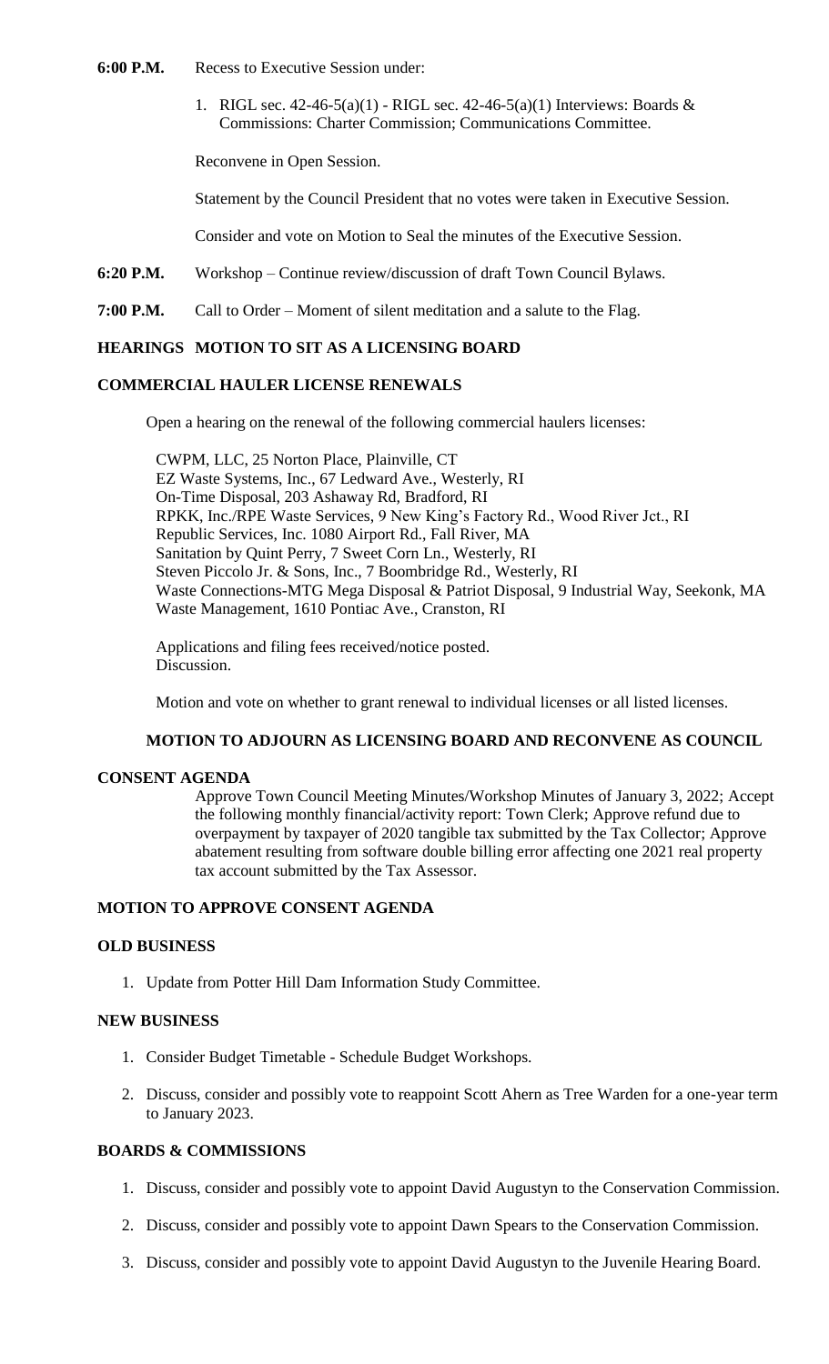**6:00 P.M.** Recess to Executive Session under:

1. RIGL sec. 42-46-5(a)(1) - RIGL sec. 42-46-5(a)(1) Interviews: Boards & Commissions: Charter Commission; Communications Committee.

Reconvene in Open Session.

Statement by the Council President that no votes were taken in Executive Session.

Consider and vote on Motion to Seal the minutes of the Executive Session.

**6:20 P.M.** Workshop – Continue review/discussion of draft Town Council Bylaws.

**7:00 P.M.** Call to Order – Moment of silent meditation and a salute to the Flag.

## HEARINGS MOTION TO SIT AS A LICENSING BOARD

### COMMERCIAL HAULER LICENSE RENEWALS

Open a hearing on the renewal of the following commercial haulers licenses:

CWPM, LLC, 25 Norton Place, Plainville, CT
EZ Waste Systems, Inc., 67 Ledward Ave., Westerly, RI
On-Time Disposal, 203 Ashaway Rd, Bradford, RI
RPKK, Inc./RPE Waste Services, 9 New King's Factory Rd., Wood River Jct., RI
Republic Services, Inc. 1080 Airport Rd., Fall River, MA
Sanitation by Quint Perry, 7 Sweet Corn Ln., Westerly, RI
Steven Piccolo Jr. & Sons, Inc., 7 Boombridge Rd., Westerly, RI
Waste Connections-MTG Mega Disposal & Patriot Disposal, 9 Industrial Way, Seekonk, MA
Waste Management, 1610 Pontiac Ave., Cranston, RI

Applications and filing fees received/notice posted.
Discussion.

Motion and vote on whether to grant renewal to individual licenses or all listed licenses.

### MOTION TO ADJOURN AS LICENSING BOARD AND RECONVENE AS COUNCIL

## CONSENT AGENDA

Approve Town Council Meeting Minutes/Workshop Minutes of January 3, 2022; Accept the following monthly financial/activity report: Town Clerk; Approve refund due to overpayment by taxpayer of 2020 tangible tax submitted by the Tax Collector; Approve abatement resulting from software double billing error affecting one 2021 real property tax account submitted by the Tax Assessor.

## MOTION TO APPROVE CONSENT AGENDA

## OLD BUSINESS

1. Update from Potter Hill Dam Information Study Committee.

## NEW BUSINESS

1. Consider Budget Timetable - Schedule Budget Workshops.
2. Discuss, consider and possibly vote to reappoint Scott Ahern as Tree Warden for a one-year term to January 2023.

## BOARDS & COMMISSIONS

1. Discuss, consider and possibly vote to appoint David Augustyn to the Conservation Commission.
2. Discuss, consider and possibly vote to appoint Dawn Spears to the Conservation Commission.
3. Discuss, consider and possibly vote to appoint David Augustyn to the Juvenile Hearing Board.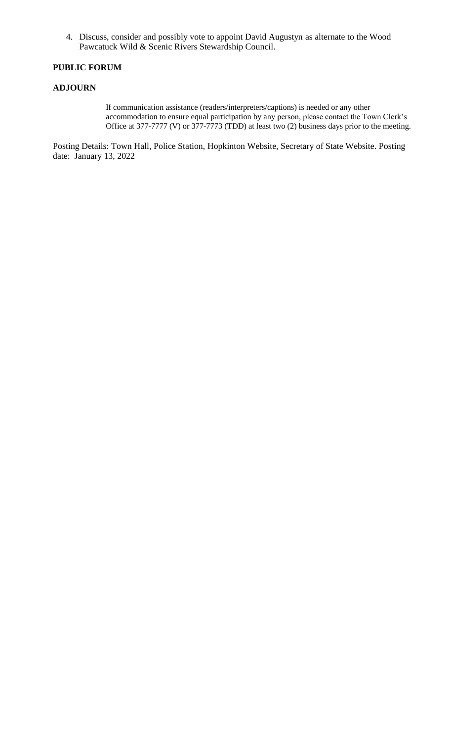4. Discuss, consider and possibly vote to appoint David Augustyn as alternate to the Wood Pawcatuck Wild & Scenic Rivers Stewardship Council.

**PUBLIC FORUM**

**ADJOURN**

> If communication assistance (readers/interpreters/captions) is needed or any other accommodation to ensure equal participation by any person, please contact the Town Clerk's Office at 377-7777 (V) or 377-7773 (TDD) at least two (2) business days prior to the meeting.

Posting Details: Town Hall, Police Station, Hopkinton Website, Secretary of State Website. Posting date: January 13, 2022